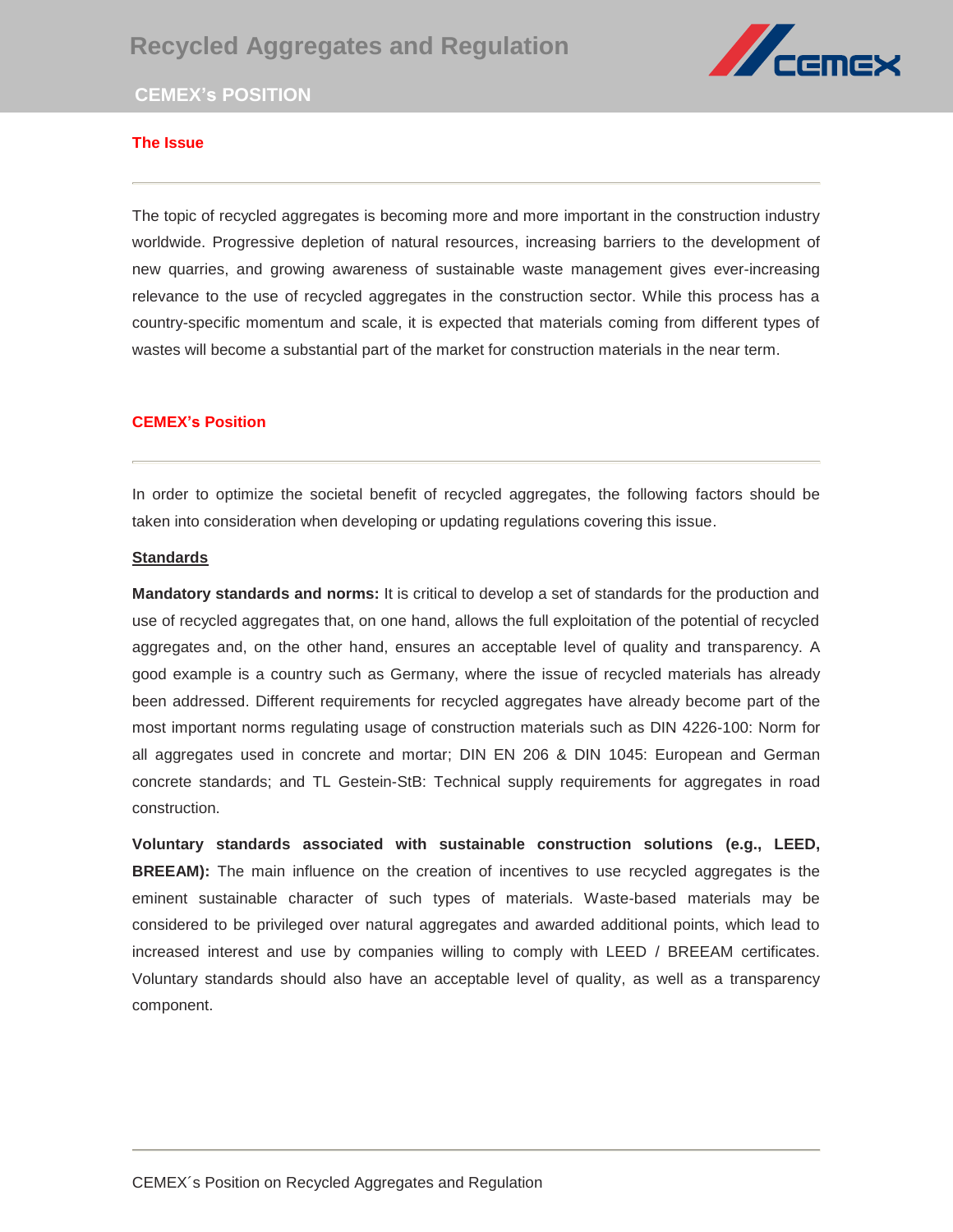# Recycled Aggregates and Regulation

## CEMEX's POSITION

### The Issue

The topic of recycled aggregates is becoming more and more important in the construction industry worldwide. Progressive depletion of natural resources, increasing barriers to the development of new quarries, and growing awareness of sustainable waste management gives ever-increasing relevance to the use of recycled aggregates in the construction sector. While this process has a country-specific momentum and scale, it is expected that materials coming from different types of wastes will become a substantial part of the market for construction materials in the near term.

### CEMEX's Position

In order to optimize the societal benefit of recycled aggregates, the following factors should be taken into consideration when developing or updating regulations covering this issue.

#### Standards

**Mandatory standards and norms:** It is critical to develop a set of standards for the production and use of recycled aggregates that, on one hand, allows the full exploitation of the potential of recycled aggregates and, on the other hand, ensures an acceptable level of quality and transparency. A good example is a country such as Germany, where the issue of recycled materials has already been addressed. Different requirements for recycled aggregates have already become part of the most important norms regulating usage of construction materials such as DIN 4226-100: Norm for all aggregates used in concrete and mortar; DIN EN 206 & DIN 1045: European and German concrete standards; and TL Gestein-StB: Technical supply requirements for aggregates in road construction.

**Voluntary standards associated with sustainable construction solutions (e.g., LEED, BREEAM):** The main influence on the creation of incentives to use recycled aggregates is the eminent sustainable character of such types of materials. Waste-based materials may be considered to be privileged over natural aggregates and awarded additional points, which lead to increased interest and use by companies willing to comply with LEED / BREEAM certificates. Voluntary standards should also have an acceptable level of quality, as well as a transparency component.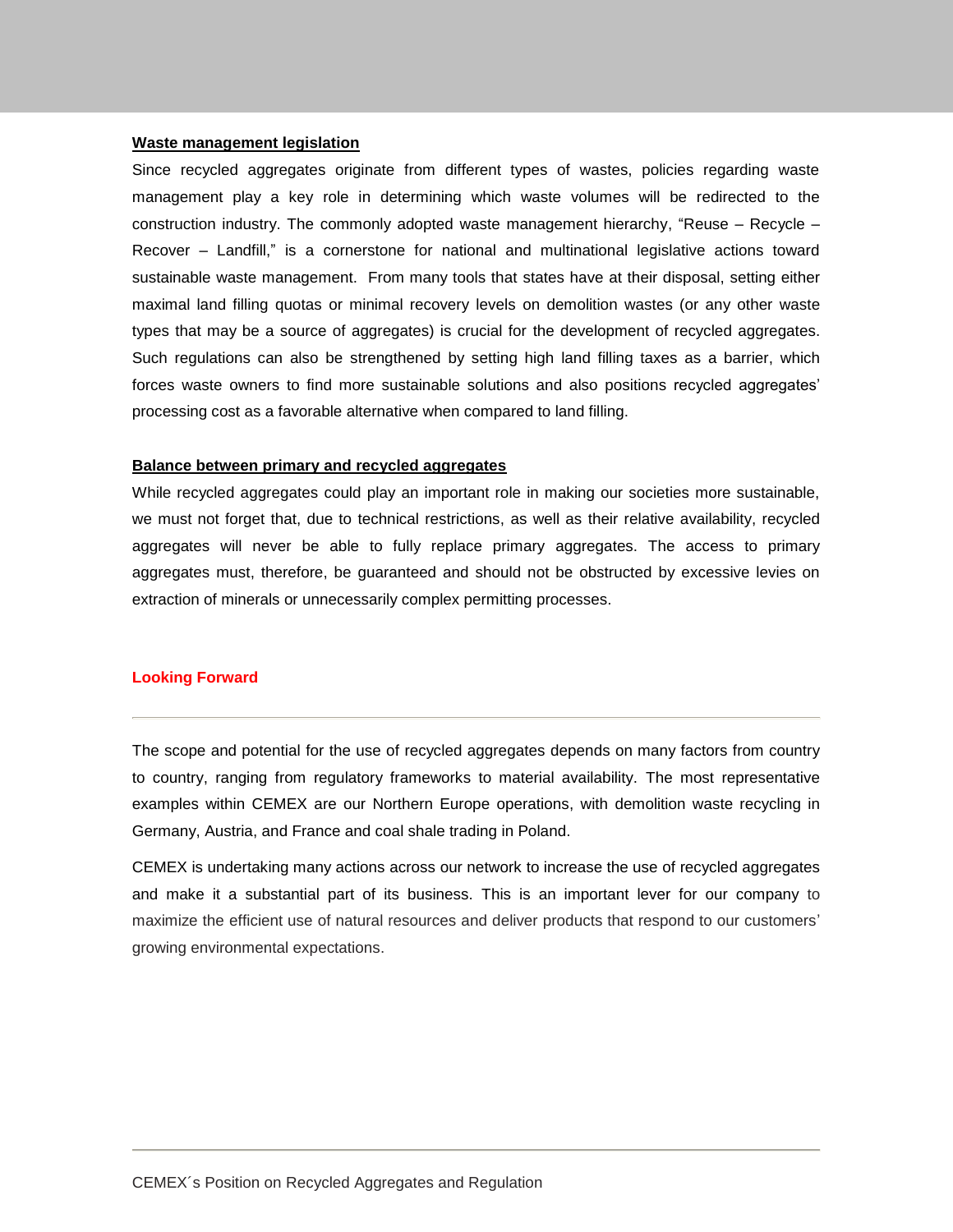**Waste management legislation**

Since recycled aggregates originate from different types of wastes, policies regarding waste management play a key role in determining which waste volumes will be redirected to the construction industry. The commonly adopted waste management hierarchy, "Reuse – Recycle – Recover – Landfill," is a cornerstone for national and multinational legislative actions toward sustainable waste management. From many tools that states have at their disposal, setting either maximal land filling quotas or minimal recovery levels on demolition wastes (or any other waste types that may be a source of aggregates) is crucial for the development of recycled aggregates. Such regulations can also be strengthened by setting high land filling taxes as a barrier, which forces waste owners to find more sustainable solutions and also positions recycled aggregates' processing cost as a favorable alternative when compared to land filling.

**Balance between primary and recycled aggregates**

While recycled aggregates could play an important role in making our societies more sustainable, we must not forget that, due to technical restrictions, as well as their relative availability, recycled aggregates will never be able to fully replace primary aggregates. The access to primary aggregates must, therefore, be guaranteed and should not be obstructed by excessive levies on extraction of minerals or unnecessarily complex permitting processes.

## Looking Forward

---

The scope and potential for the use of recycled aggregates depends on many factors from country to country, ranging from regulatory frameworks to material availability. The most representative examples within CEMEX are our Northern Europe operations, with demolition waste recycling in Germany, Austria, and France and coal shale trading in Poland.

CEMEX is undertaking many actions across our network to increase the use of recycled aggregates and make it a substantial part of its business. This is an important lever for our company to maximize the efficient use of natural resources and deliver products that respond to our customers' growing environmental expectations.